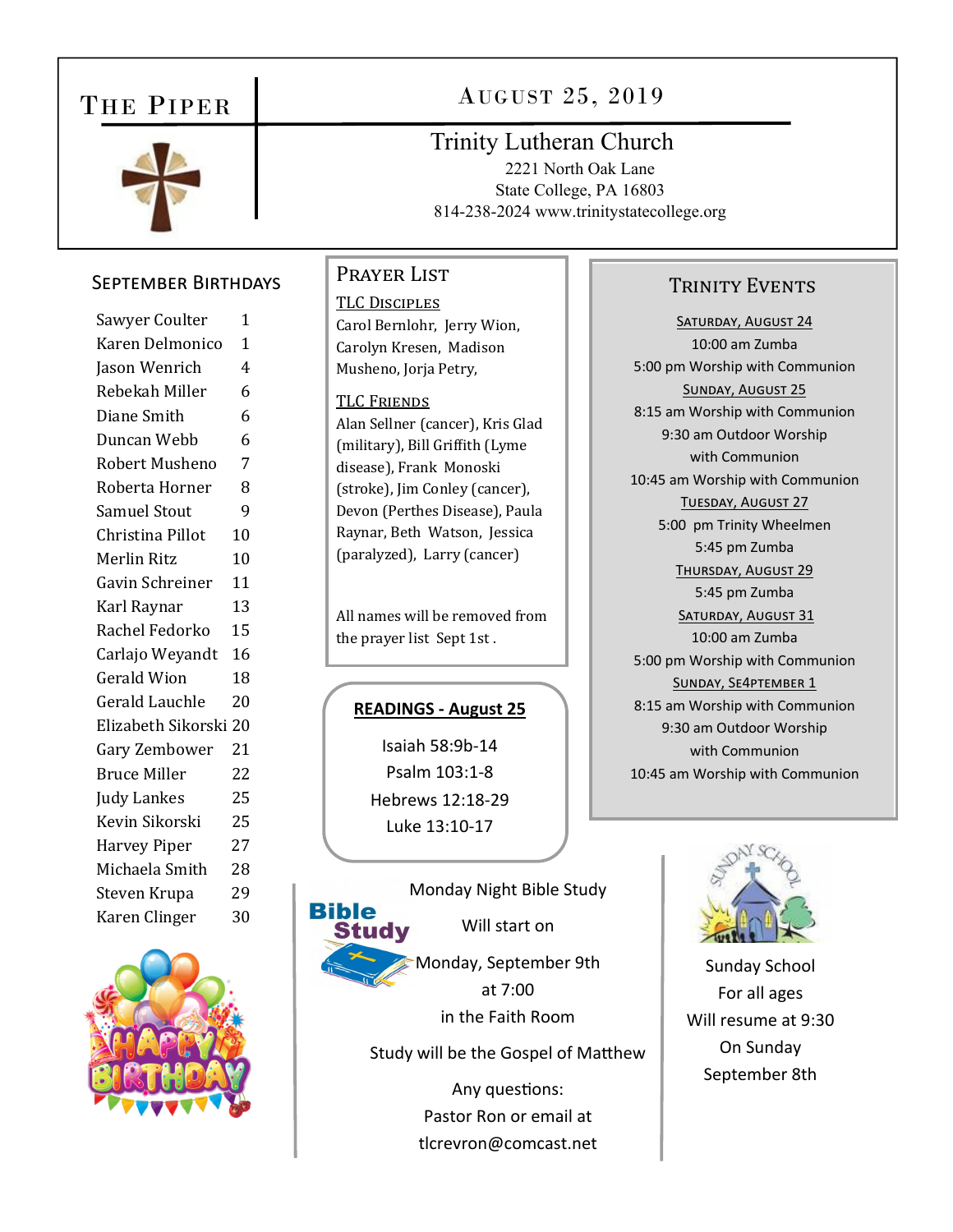# The Piper

## August 25, 2019

### Trinity Lutheran Church

2221 North Oak Lane
State College, PA 16803
814-238-2024 www.trinitystatecollege.org

## September Birthdays

| | |
|---|---|
| Sawyer Coulter | 1 |
| Karen Delmonico | 1 |
| Jason Wenrich | 4 |
| Rebekah Miller | 6 |
| Diane Smith | 6 |
| Duncan Webb | 6 |
| Robert Musheno | 7 |
| Roberta Horner | 8 |
| Samuel Stout | 9 |
| Christina Pillot | 10 |
| Merlin Ritz | 10 |
| Gavin Schreiner | 11 |
| Karl Raynar | 13 |
| Rachel Fedorko | 15 |
| Carlajo Weyandt | 16 |
| Gerald Wion | 18 |
| Gerald Lauchle | 20 |
| Elizabeth Sikorski | 20 |
| Gary Zembower | 21 |
| Bruce Miller | 22 |
| Judy Lankes | 25 |
| Kevin Sikorski | 25 |
| Harvey Piper | 27 |
| Michaela Smith | 28 |
| Steven Krupa | 29 |
| Karen Clinger | 30 |

## Prayer List

**TLC Disciples**

Carol Bernlohr, Jerry Wion, Carolyn Kresen, Madison Musheno, Jorja Petry,

**TLC Friends**

Alan Sellner (cancer), Kris Glad (military), Bill Griffith (Lyme disease), Frank Monoski (stroke), Jim Conley (cancer), Devon (Perthes Disease), Paula Raynar, Beth Watson, Jessica (paralyzed), Larry (cancer)

All names will be removed from the prayer list Sept 1st .

## READINGS - August 25

Isaiah 58:9b-14
Psalm 103:1-8
Hebrews 12:18-29
Luke 13:10-17

## Bible Study

Monday Night Bible Study

Will start on

Monday, September 9th
at 7:00
in the Faith Room

Study will be the Gospel of Matthew

Any questions:
Pastor Ron or email at
tlcrevron@comcast.net

## Trinity Events

**Saturday, August 24**
10:00 am Zumba
5:00 pm Worship with Communion

**Sunday, August 25**
8:15 am Worship with Communion
9:30 am Outdoor Worship with Communion
10:45 am Worship with Communion

**Tuesday, August 27**
5:00 pm Trinity Wheelmen
5:45 pm Zumba

**Thursday, August 29**
5:45 pm Zumba

**Saturday, August 31**
10:00 am Zumba
5:00 pm Worship with Communion

**Sunday, Se4ptember 1**
8:15 am Worship with Communion
9:30 am Outdoor Worship with Communion
10:45 am Worship with Communion

## Sunday School

Sunday School
For all ages
Will resume at 9:30
On Sunday
September 8th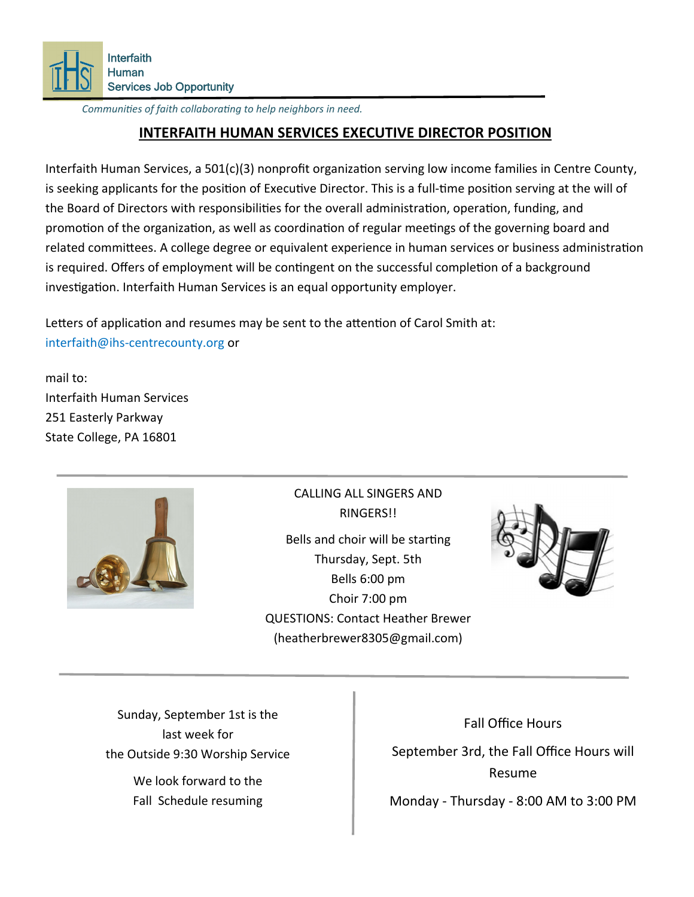Interfaith
Human
Services Job Opportunity

*Communities of faith collaborating to help neighbors in need.*

## INTERFAITH HUMAN SERVICES EXECUTIVE DIRECTOR POSITION

Interfaith Human Services, a 501(c)(3) nonprofit organization serving low income families in Centre County, is seeking applicants for the position of Executive Director. This is a full-time position serving at the will of the Board of Directors with responsibilities for the overall administration, operation, funding, and promotion of the organization, as well as coordination of regular meetings of the governing board and related committees. A college degree or equivalent experience in human services or business administration is required. Offers of employment will be contingent on the successful completion of a background investigation. Interfaith Human Services is an equal opportunity employer.

Letters of application and resumes may be sent to the attention of Carol Smith at:
interfaith@ihs-centrecounty.org or

mail to:
Interfaith Human Services
251 Easterly Parkway
State College, PA 16801

---

CALLING ALL SINGERS AND RINGERS!!

Bells and choir will be starting
Thursday, Sept. 5th
Bells 6:00 pm
Choir 7:00 pm
QUESTIONS: Contact Heather Brewer
(heatherbrewer8305@gmail.com)

---

Sunday, September 1st is the last week for the Outside 9:30 Worship Service

We look forward to the Fall Schedule resuming

Fall Office Hours

September 3rd, the Fall Office Hours will Resume

Monday - Thursday - 8:00 AM to 3:00 PM